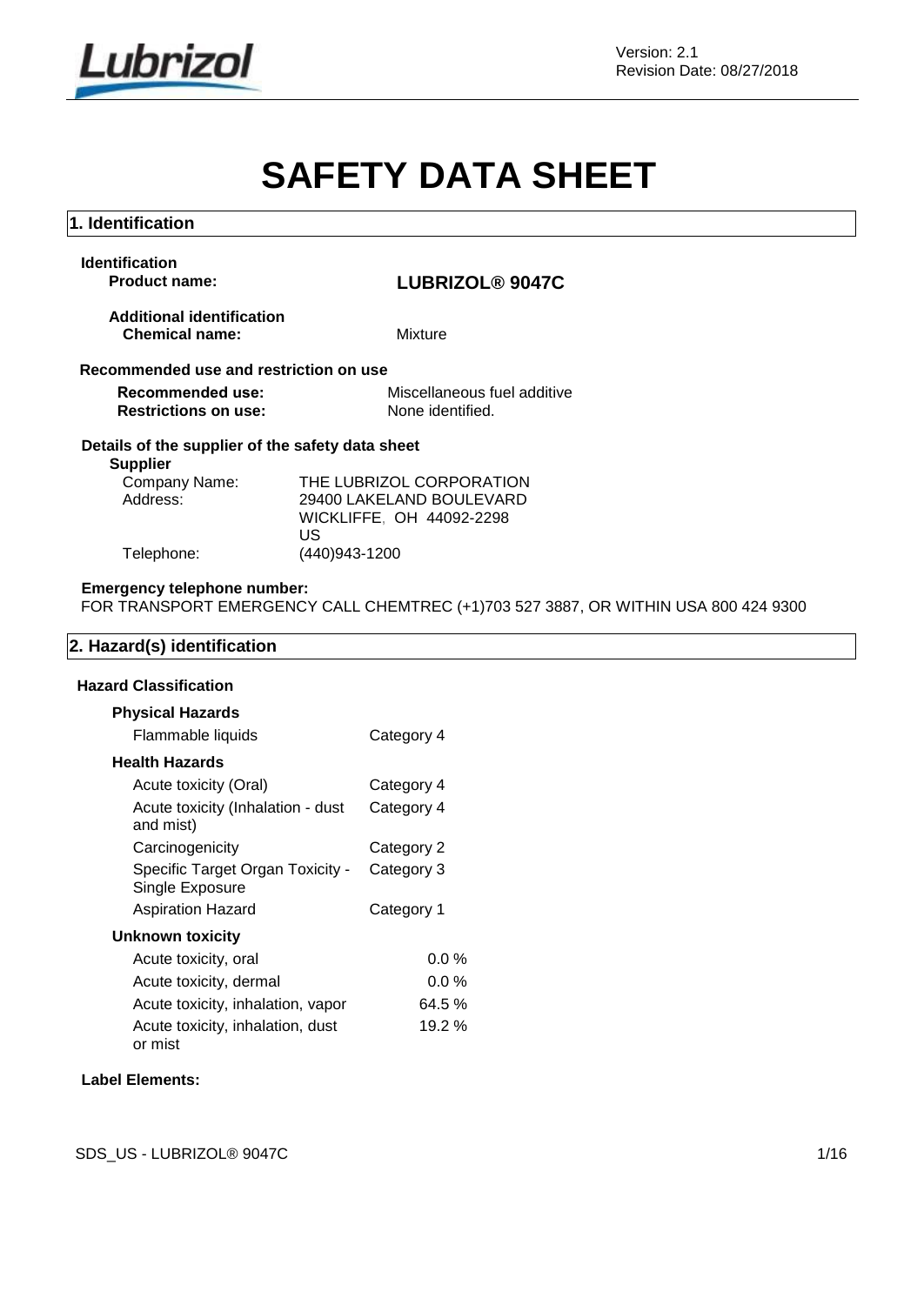Version: 2.1
Revision Date: 08/27/2018

# SAFETY DATA SHEET

## 1. Identification

**Identification**

**Product name:** **LUBRIZOL® 9047C**

**Additional identification**

**Chemical name:** Mixture

**Recommended use and restriction on use**

**Recommended use:** Miscellaneous fuel additive
**Restrictions on use:** None identified.

**Details of the supplier of the safety data sheet**

**Supplier**

Company Name: THE LUBRIZOL CORPORATION
Address: 29400 LAKELAND BOULEVARD
WICKLIFFE, OH 44092-2298
US
Telephone: (440)943-1200

**Emergency telephone number:**
FOR TRANSPORT EMERGENCY CALL CHEMTREC (+1)703 527 3887, OR WITHIN USA 800 424 9300

## 2. Hazard(s) identification

**Hazard Classification**

**Physical Hazards**

| | |
|---|---|
| Flammable liquids | Category 4 |

**Health Hazards**

| | |
|---|---|
| Acute toxicity (Oral) | Category 4 |
| Acute toxicity (Inhalation - dust and mist) | Category 4 |
| Carcinogenicity | Category 2 |
| Specific Target Organ Toxicity - Single Exposure | Category 3 |
| Aspiration Hazard | Category 1 |

**Unknown toxicity**

| | |
|---|---|
| Acute toxicity, oral | 0.0 % |
| Acute toxicity, dermal | 0.0 % |
| Acute toxicity, inhalation, vapor | 64.5 % |
| Acute toxicity, inhalation, dust or mist | 19.2 % |

**Label Elements:**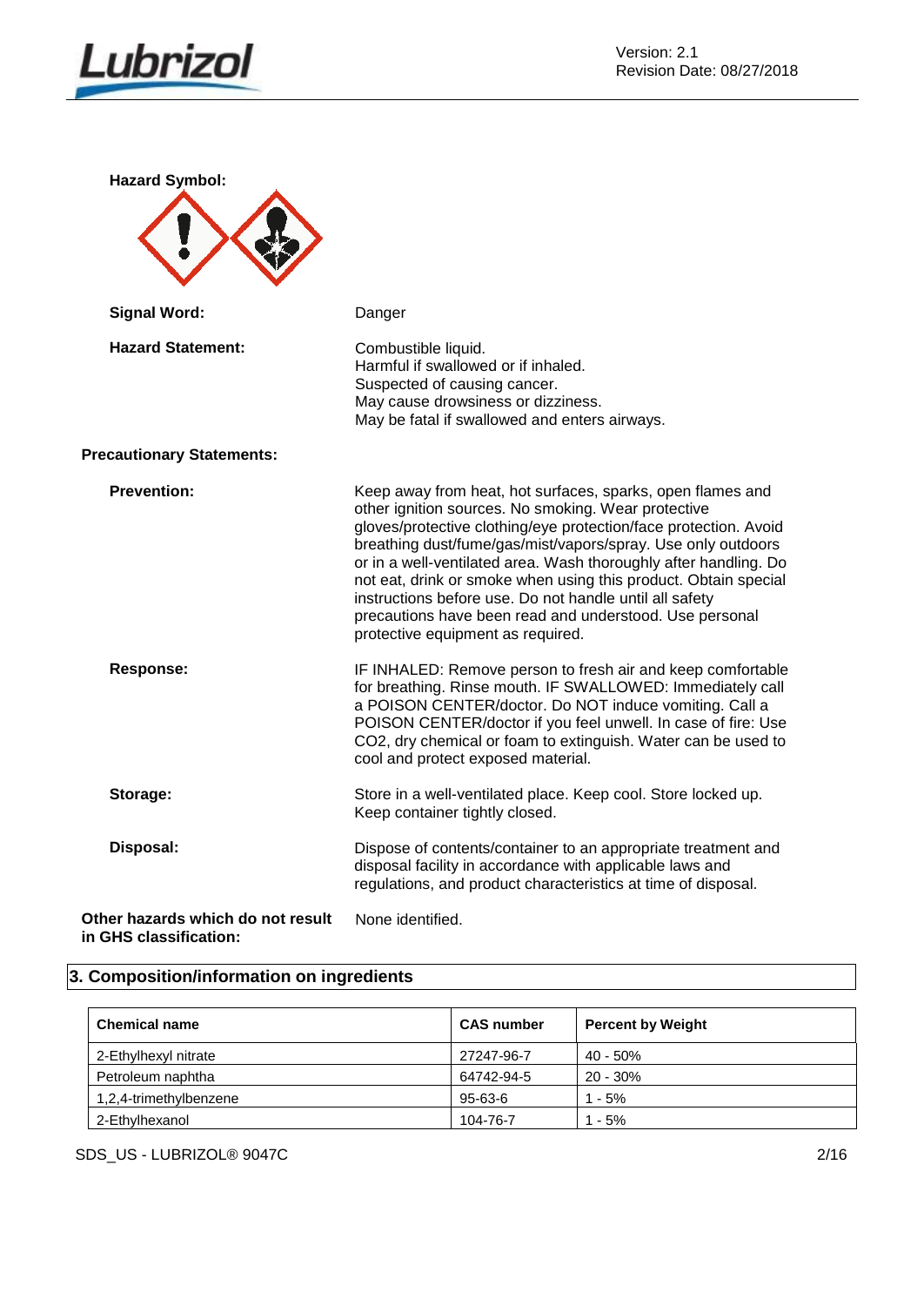**Hazard Symbol:**

**Signal Word:** Danger

**Hazard Statement:**

Combustible liquid.
Harmful if swallowed or if inhaled.
Suspected of causing cancer.
May cause drowsiness or dizziness.
May be fatal if swallowed and enters airways.

**Precautionary Statements:**

**Prevention:**

Keep away from heat, hot surfaces, sparks, open flames and other ignition sources. No smoking. Wear protective gloves/protective clothing/eye protection/face protection. Avoid breathing dust/fume/gas/mist/vapors/spray. Use only outdoors or in a well-ventilated area. Wash thoroughly after handling. Do not eat, drink or smoke when using this product. Obtain special instructions before use. Do not handle until all safety precautions have been read and understood. Use personal protective equipment as required.

**Response:**

IF INHALED: Remove person to fresh air and keep comfortable for breathing. Rinse mouth. IF SWALLOWED: Immediately call a POISON CENTER/doctor. Do NOT induce vomiting. Call a POISON CENTER/doctor if you feel unwell. In case of fire: Use CO2, dry chemical or foam to extinguish. Water can be used to cool and protect exposed material.

**Storage:**

Store in a well-ventilated place. Keep cool. Store locked up. Keep container tightly closed.

**Disposal:**

Dispose of contents/container to an appropriate treatment and disposal facility in accordance with applicable laws and regulations, and product characteristics at time of disposal.

**Other hazards which do not result in GHS classification:** None identified.

## 3. Composition/information on ingredients

| Chemical name | CAS number | Percent by Weight |
|---|---|---|
| 2-Ethylhexyl nitrate | 27247-96-7 | 40 - 50% |
| Petroleum naphtha | 64742-94-5 | 20 - 30% |
| 1,2,4-trimethylbenzene | 95-63-6 | 1 - 5% |
| 2-Ethylhexanol | 104-76-7 | 1 - 5% |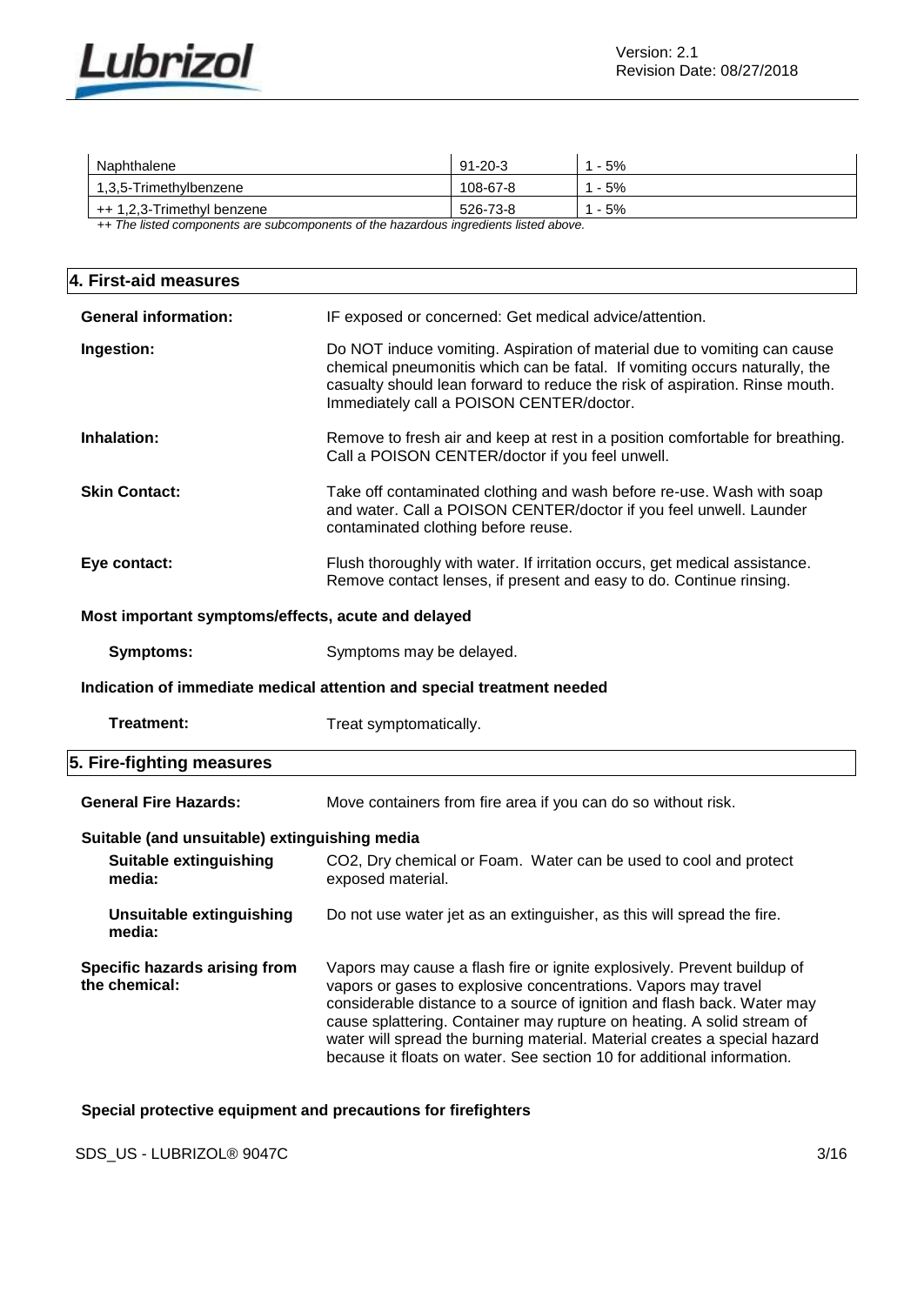| Naphthalene | 91-20-3 | 1 - 5% |
| --- | --- | --- |
| 1,3,5-Trimethylbenzene | 108-67-8 | 1 - 5% |
| ++ 1,2,3-Trimethyl benzene | 526-73-8 | 1 - 5% |

*++ The listed components are subcomponents of the hazardous ingredients listed above.*

## 4. First-aid measures

**General information:** IF exposed or concerned: Get medical advice/attention.

**Ingestion:** Do NOT induce vomiting. Aspiration of material due to vomiting can cause chemical pneumonitis which can be fatal. If vomiting occurs naturally, the casualty should lean forward to reduce the risk of aspiration. Rinse mouth. Immediately call a POISON CENTER/doctor.

**Inhalation:** Remove to fresh air and keep at rest in a position comfortable for breathing. Call a POISON CENTER/doctor if you feel unwell.

**Skin Contact:** Take off contaminated clothing and wash before re-use. Wash with soap and water. Call a POISON CENTER/doctor if you feel unwell. Launder contaminated clothing before reuse.

**Eye contact:** Flush thoroughly with water. If irritation occurs, get medical assistance. Remove contact lenses, if present and easy to do. Continue rinsing.

**Most important symptoms/effects, acute and delayed**

**Symptoms:** Symptoms may be delayed.

**Indication of immediate medical attention and special treatment needed**

**Treatment:** Treat symptomatically.

## 5. Fire-fighting measures

**General Fire Hazards:** Move containers from fire area if you can do so without risk.

**Suitable (and unsuitable) extinguishing media**

**Suitable extinguishing media:** $CO_2$, Dry chemical or Foam. Water can be used to cool and protect exposed material.

**Unsuitable extinguishing media:** Do not use water jet as an extinguisher, as this will spread the fire.

**Specific hazards arising from the chemical:** Vapors may cause a flash fire or ignite explosively. Prevent buildup of vapors or gases to explosive concentrations. Vapors may travel considerable distance to a source of ignition and flash back. Water may cause splattering. Container may rupture on heating. A solid stream of water will spread the burning material. Material creates a special hazard because it floats on water. See section 10 for additional information.

**Special protective equipment and precautions for firefighters**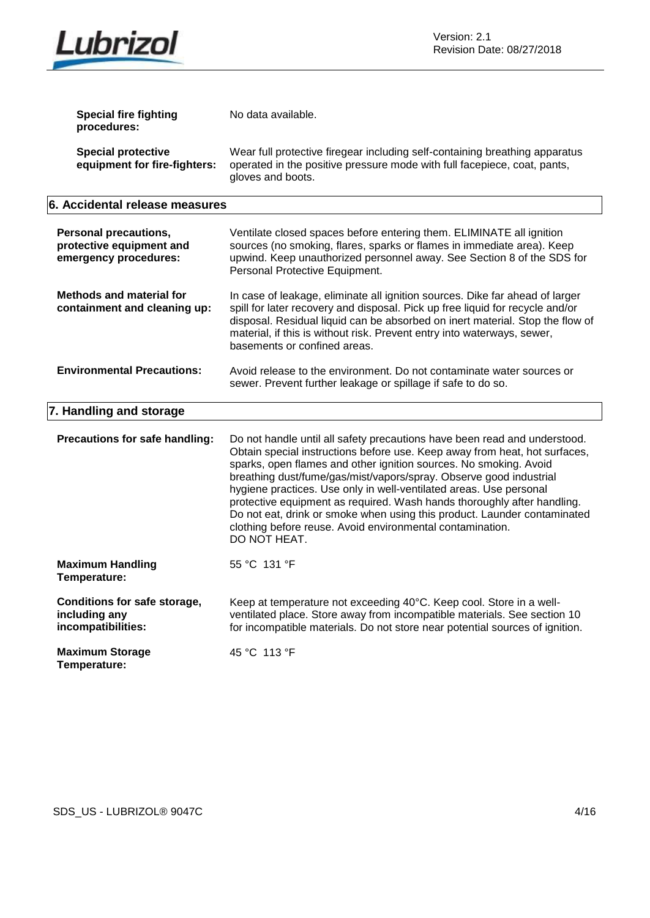**Special fire fighting procedures:** No data available.

**Special protective equipment for fire-fighters:** Wear full protective firegear including self-containing breathing apparatus operated in the positive pressure mode with full facepiece, coat, pants, gloves and boots.

## 6. Accidental release measures

**Personal precautions, protective equipment and emergency procedures:** Ventilate closed spaces before entering them. ELIMINATE all ignition sources (no smoking, flares, sparks or flames in immediate area). Keep upwind. Keep unauthorized personnel away. See Section 8 of the SDS for Personal Protective Equipment.

**Methods and material for containment and cleaning up:** In case of leakage, eliminate all ignition sources. Dike far ahead of larger spill for later recovery and disposal. Pick up free liquid for recycle and/or disposal. Residual liquid can be absorbed on inert material. Stop the flow of material, if this is without risk. Prevent entry into waterways, sewer, basements or confined areas.

**Environmental Precautions:** Avoid release to the environment. Do not contaminate water sources or sewer. Prevent further leakage or spillage if safe to do so.

## 7. Handling and storage

**Precautions for safe handling:** Do not handle until all safety precautions have been read and understood. Obtain special instructions before use. Keep away from heat, hot surfaces, sparks, open flames and other ignition sources. No smoking. Avoid breathing dust/fume/gas/mist/vapors/spray. Observe good industrial hygiene practices. Use only in well-ventilated areas. Use personal protective equipment as required. Wash hands thoroughly after handling. Do not eat, drink or smoke when using this product. Launder contaminated clothing before reuse. Avoid environmental contamination.
DO NOT HEAT.

**Maximum Handling Temperature:** 55 °C 131 °F

**Conditions for safe storage, including any incompatibilities:** Keep at temperature not exceeding 40°C. Keep cool. Store in a well-ventilated place. Store away from incompatible materials. See section 10 for incompatible materials. Do not store near potential sources of ignition.

**Maximum Storage Temperature:** 45 °C 113 °F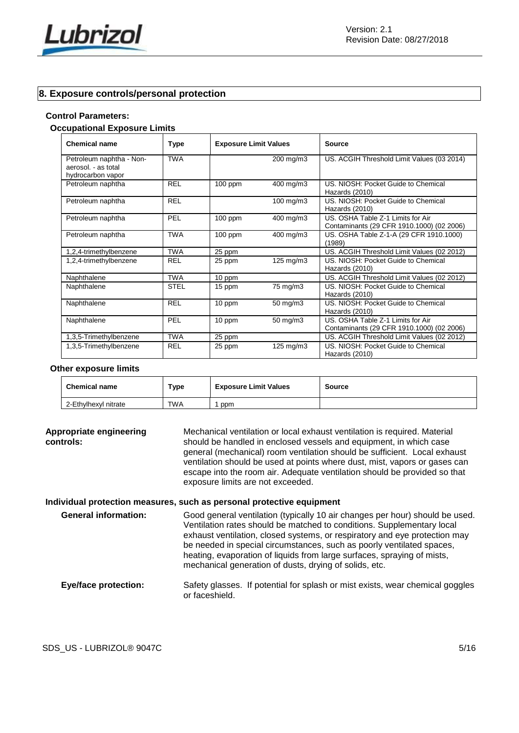## 8. Exposure controls/personal protection

### Control Parameters:

#### Occupational Exposure Limits

| Chemical name | Type | Exposure Limit Values | | Source |
|---|---|---|---|---|
| Petroleum naphtha - Non-aerosol. - as total hydrocarbon vapor | TWA | | 200 mg/m3 | US. ACGIH Threshold Limit Values (03 2014) |
| Petroleum naphtha | REL | 100 ppm | 400 mg/m3 | US. NIOSH: Pocket Guide to Chemical Hazards (2010) |
| Petroleum naphtha | REL | | 100 mg/m3 | US. NIOSH: Pocket Guide to Chemical Hazards (2010) |
| Petroleum naphtha | PEL | 100 ppm | 400 mg/m3 | US. OSHA Table Z-1 Limits for Air Contaminants (29 CFR 1910.1000) (02 2006) |
| Petroleum naphtha | TWA | 100 ppm | 400 mg/m3 | US. OSHA Table Z-1-A (29 CFR 1910.1000) (1989) |
| 1,2,4-trimethylbenzene | TWA | 25 ppm | | US. ACGIH Threshold Limit Values (02 2012) |
| 1,2,4-trimethylbenzene | REL | 25 ppm | 125 mg/m3 | US. NIOSH: Pocket Guide to Chemical Hazards (2010) |
| Naphthalene | TWA | 10 ppm | | US. ACGIH Threshold Limit Values (02 2012) |
| Naphthalene | STEL | 15 ppm | 75 mg/m3 | US. NIOSH: Pocket Guide to Chemical Hazards (2010) |
| Naphthalene | REL | 10 ppm | 50 mg/m3 | US. NIOSH: Pocket Guide to Chemical Hazards (2010) |
| Naphthalene | PEL | 10 ppm | 50 mg/m3 | US. OSHA Table Z-1 Limits for Air Contaminants (29 CFR 1910.1000) (02 2006) |
| 1,3,5-Trimethylbenzene | TWA | 25 ppm | | US. ACGIH Threshold Limit Values (02 2012) |
| 1,3,5-Trimethylbenzene | REL | 25 ppm | 125 mg/m3 | US. NIOSH: Pocket Guide to Chemical Hazards (2010) |

#### Other exposure limits

| Chemical name | Type | Exposure Limit Values | Source |
|---|---|---|---|
| 2-Ethylhexyl nitrate | TWA | 1 ppm | |

**Appropriate engineering controls:** Mechanical ventilation or local exhaust ventilation is required. Material should be handled in enclosed vessels and equipment, in which case general (mechanical) room ventilation should be sufficient. Local exhaust ventilation should be used at points where dust, mist, vapors or gases can escape into the room air. Adequate ventilation should be provided so that exposure limits are not exceeded.

### Individual protection measures, such as personal protective equipment

**General information:** Good general ventilation (typically 10 air changes per hour) should be used. Ventilation rates should be matched to conditions. Supplementary local exhaust ventilation, closed systems, or respiratory and eye protection may be needed in special circumstances, such as poorly ventilated spaces, heating, evaporation of liquids from large surfaces, spraying of mists, mechanical generation of dusts, drying of solids, etc.

**Eye/face protection:** Safety glasses. If potential for splash or mist exists, wear chemical goggles or faceshield.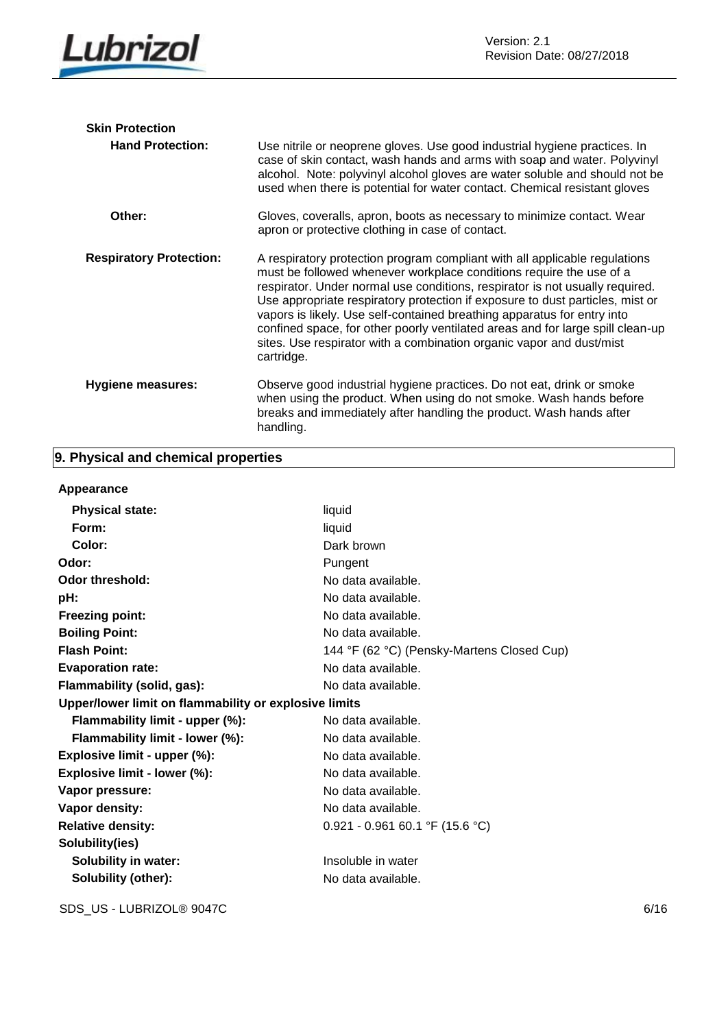**Skin Protection**

| | |
|---|---|
| **Hand Protection:** | Use nitrile or neoprene gloves. Use good industrial hygiene practices. In case of skin contact, wash hands and arms with soap and water. Polyvinyl alcohol. Note: polyvinyl alcohol gloves are water soluble and should not be used when there is potential for water contact. Chemical resistant gloves |
| **Other:** | Gloves, coveralls, apron, boots as necessary to minimize contact. Wear apron or protective clothing in case of contact. |
| **Respiratory Protection:** | A respiratory protection program compliant with all applicable regulations must be followed whenever workplace conditions require the use of a respirator. Under normal use conditions, respirator is not usually required. Use appropriate respiratory protection if exposure to dust particles, mist or vapors is likely. Use self-contained breathing apparatus for entry into confined space, for other poorly ventilated areas and for large spill clean-up sites. Use respirator with a combination organic vapor and dust/mist cartridge. |
| **Hygiene measures:** | Observe good industrial hygiene practices. Do not eat, drink or smoke when using the product. When using do not smoke. Wash hands before breaks and immediately after handling the product. Wash hands after handling. |

## 9. Physical and chemical properties

| | |
|---|---|
| **Appearance** | |
| **Physical state:** | liquid |
| **Form:** | liquid |
| **Color:** | Dark brown |
| **Odor:** | Pungent |
| **Odor threshold:** | No data available. |
| **pH:** | No data available. |
| **Freezing point:** | No data available. |
| **Boiling Point:** | No data available. |
| **Flash Point:** | 144 °F (62 °C) (Pensky-Martens Closed Cup) |
| **Evaporation rate:** | No data available. |
| **Flammability (solid, gas):** | No data available. |
| **Upper/lower limit on flammability or explosive limits** | |
| **Flammability limit - upper (%):** | No data available. |
| **Flammability limit - lower (%):** | No data available. |
| **Explosive limit - upper (%):** | No data available. |
| **Explosive limit - lower (%):** | No data available. |
| **Vapor pressure:** | No data available. |
| **Vapor density:** | No data available. |
| **Relative density:** | 0.921 - 0.961 60.1 °F (15.6 °C) |
| **Solubility(ies)** | |
| **Solubility in water:** | Insoluble in water |
| **Solubility (other):** | No data available. |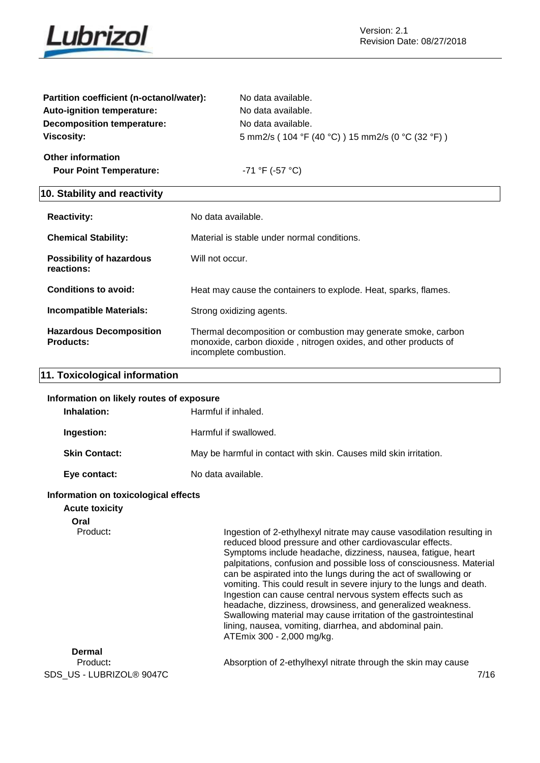| | |
|---|---|
| **Partition coefficient (n-octanol/water):** | No data available. |
| **Auto-ignition temperature:** | No data available. |
| **Decomposition temperature:** | No data available. |
| **Viscosity:** | 5 mm2/s ( 104 °F (40 °C) ) 15 mm2/s (0 °C (32 °F) ) |

**Other information**

| | |
|---|---|
| **Pour Point Temperature:** | -71 °F (-57 °C) |

## 10. Stability and reactivity

| | |
|---|---|
| **Reactivity:** | No data available. |
| **Chemical Stability:** | Material is stable under normal conditions. |
| **Possibility of hazardous reactions:** | Will not occur. |
| **Conditions to avoid:** | Heat may cause the containers to explode. Heat, sparks, flames. |
| **Incompatible Materials:** | Strong oxidizing agents. |
| **Hazardous Decomposition Products:** | Thermal decomposition or combustion may generate smoke, carbon monoxide, carbon dioxide , nitrogen oxides, and other products of incomplete combustion. |

## 11. Toxicological information

**Information on likely routes of exposure**

| | |
|---|---|
| **Inhalation:** | Harmful if inhaled. |
| **Ingestion:** | Harmful if swallowed. |
| **Skin Contact:** | May be harmful in contact with skin. Causes mild skin irritation. |
| **Eye contact:** | No data available. |

**Information on toxicological effects**

**Acute toxicity**

**Oral**

Product**:** Ingestion of 2-ethylhexyl nitrate may cause vasodilation resulting in reduced blood pressure and other cardiovascular effects. Symptoms include headache, dizziness, nausea, fatigue, heart palpitations, confusion and possible loss of consciousness. Material can be aspirated into the lungs during the act of swallowing or vomiting. This could result in severe injury to the lungs and death. Ingestion can cause central nervous system effects such as headache, dizziness, drowsiness, and generalized weakness. Swallowing material may cause irritation of the gastrointestinal lining, nausea, vomiting, diarrhea, and abdominal pain. ATEmix 300 - 2,000 mg/kg.

**Dermal**

Product**:** Absorption of 2-ethylhexyl nitrate through the skin may cause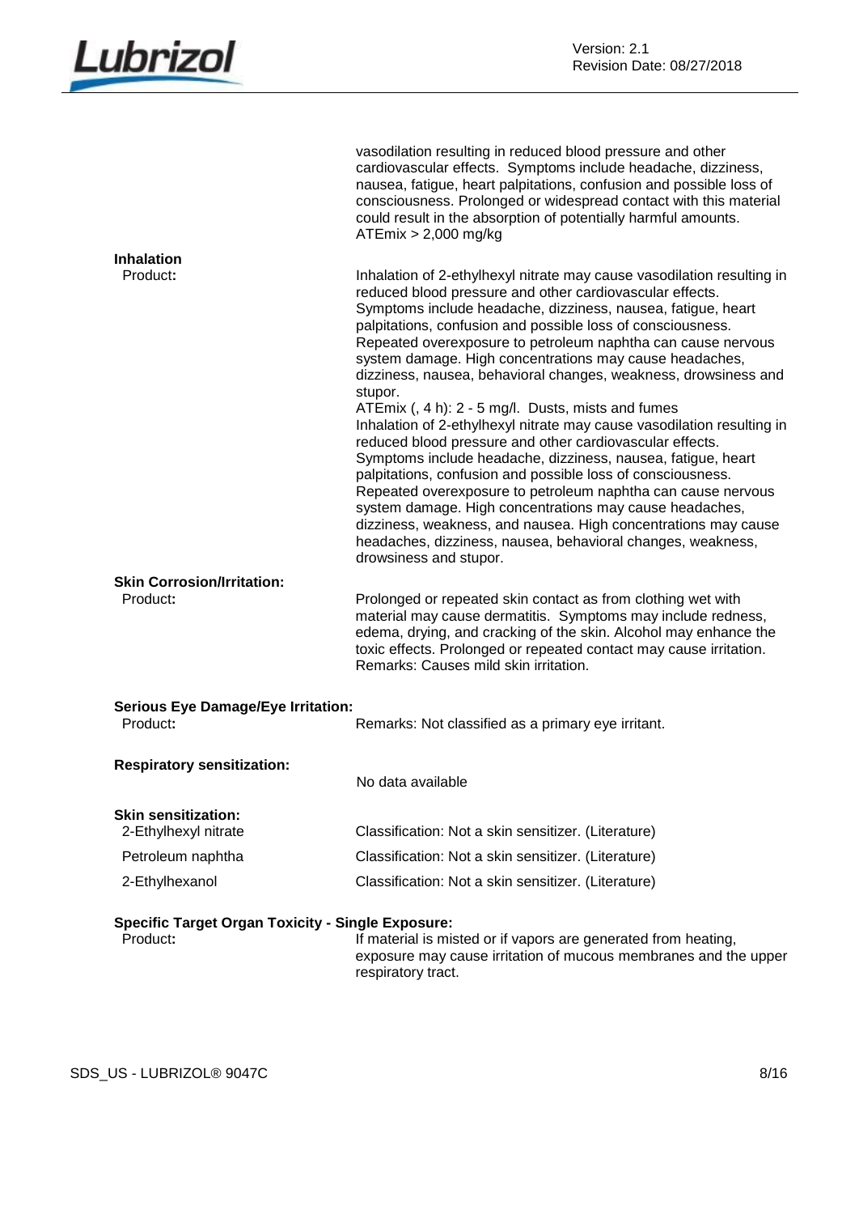vasodilation resulting in reduced blood pressure and other cardiovascular effects. Symptoms include headache, dizziness, nausea, fatigue, heart palpitations, confusion and possible loss of consciousness. Prolonged or widespread contact with this material could result in the absorption of potentially harmful amounts.
ATEmix > 2,000 mg/kg

**Inhalation**

Product**:**

Inhalation of 2-ethylhexyl nitrate may cause vasodilation resulting in reduced blood pressure and other cardiovascular effects. Symptoms include headache, dizziness, nausea, fatigue, heart palpitations, confusion and possible loss of consciousness. Repeated overexposure to petroleum naphtha can cause nervous system damage. High concentrations may cause headaches, dizziness, nausea, behavioral changes, weakness, drowsiness and stupor.
ATEmix (, 4 h): 2 - 5 mg/l. Dusts, mists and fumes
Inhalation of 2-ethylhexyl nitrate may cause vasodilation resulting in reduced blood pressure and other cardiovascular effects. Symptoms include headache, dizziness, nausea, fatigue, heart palpitations, confusion and possible loss of consciousness. Repeated overexposure to petroleum naphtha can cause nervous system damage. High concentrations may cause headaches, dizziness, weakness, and nausea. High concentrations may cause headaches, dizziness, nausea, behavioral changes, weakness, drowsiness and stupor.

**Skin Corrosion/Irritation:**

Product**:**

Prolonged or repeated skin contact as from clothing wet with material may cause dermatitis. Symptoms may include redness, edema, drying, and cracking of the skin. Alcohol may enhance the toxic effects. Prolonged or repeated contact may cause irritation.
Remarks: Causes mild skin irritation.

**Serious Eye Damage/Eye Irritation:**

Product**:** Remarks: Not classified as a primary eye irritant.

**Respiratory sensitization:**

No data available

**Skin sensitization:**

| | |
|---|---|
| 2-Ethylhexyl nitrate | Classification: Not a skin sensitizer. (Literature) |
| Petroleum naphtha | Classification: Not a skin sensitizer. (Literature) |
| 2-Ethylhexanol | Classification: Not a skin sensitizer. (Literature) |

**Specific Target Organ Toxicity - Single Exposure:**

Product**:** If material is misted or if vapors are generated from heating, exposure may cause irritation of mucous membranes and the upper respiratory tract.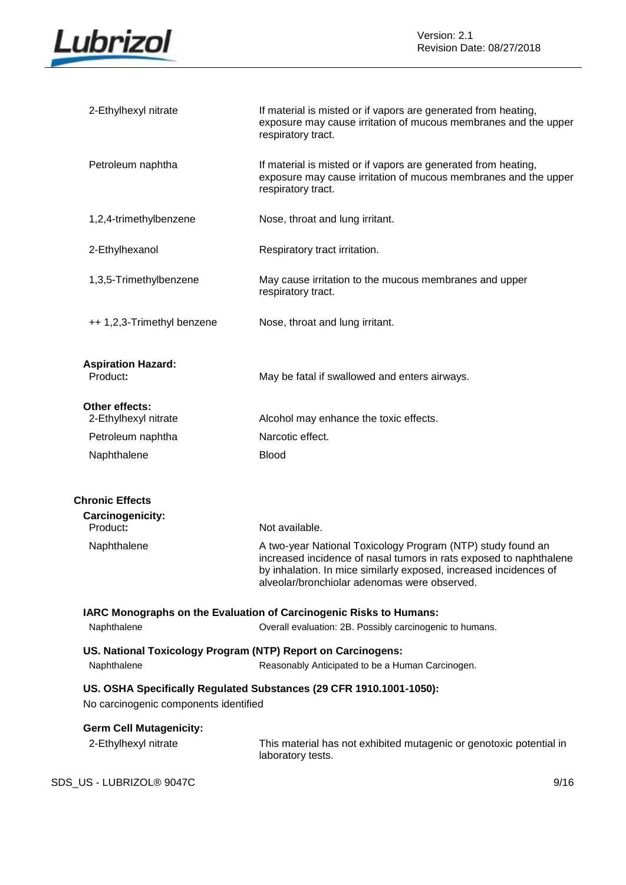| | |
|---|---|
| 2-Ethylhexyl nitrate | If material is misted or if vapors are generated from heating, exposure may cause irritation of mucous membranes and the upper respiratory tract. |
| Petroleum naphtha | If material is misted or if vapors are generated from heating, exposure may cause irritation of mucous membranes and the upper respiratory tract. |
| 1,2,4-trimethylbenzene | Nose, throat and lung irritant. |
| 2-Ethylhexanol | Respiratory tract irritation. |
| 1,3,5-Trimethylbenzene | May cause irritation to the mucous membranes and upper respiratory tract. |
| ++ 1,2,3-Trimethyl benzene | Nose, throat and lung irritant. |

**Aspiration Hazard:**

| | |
|---|---|
| Product**:** | May be fatal if swallowed and enters airways. |

**Other effects:**

| | |
|---|---|
| 2-Ethylhexyl nitrate | Alcohol may enhance the toxic effects. |
| Petroleum naphtha | Narcotic effect. |
| Naphthalene | Blood |

**Chronic Effects**

**Carcinogenicity:**

| | |
|---|---|
| Product**:** | Not available. |
| Naphthalene | A two-year National Toxicology Program (NTP) study found an increased incidence of nasal tumors in rats exposed to naphthalene by inhalation. In mice similarly exposed, increased incidences of alveolar/bronchiolar adenomas were observed. |

**IARC Monographs on the Evaluation of Carcinogenic Risks to Humans:**

| | |
|---|---|
| Naphthalene | Overall evaluation: 2B. Possibly carcinogenic to humans. |

**US. National Toxicology Program (NTP) Report on Carcinogens:**

| | |
|---|---|
| Naphthalene | Reasonably Anticipated to be a Human Carcinogen. |

**US. OSHA Specifically Regulated Substances (29 CFR 1910.1001-1050):**

No carcinogenic components identified

**Germ Cell Mutagenicity:**

| | |
|---|---|
| 2-Ethylhexyl nitrate | This material has not exhibited mutagenic or genotoxic potential in laboratory tests. |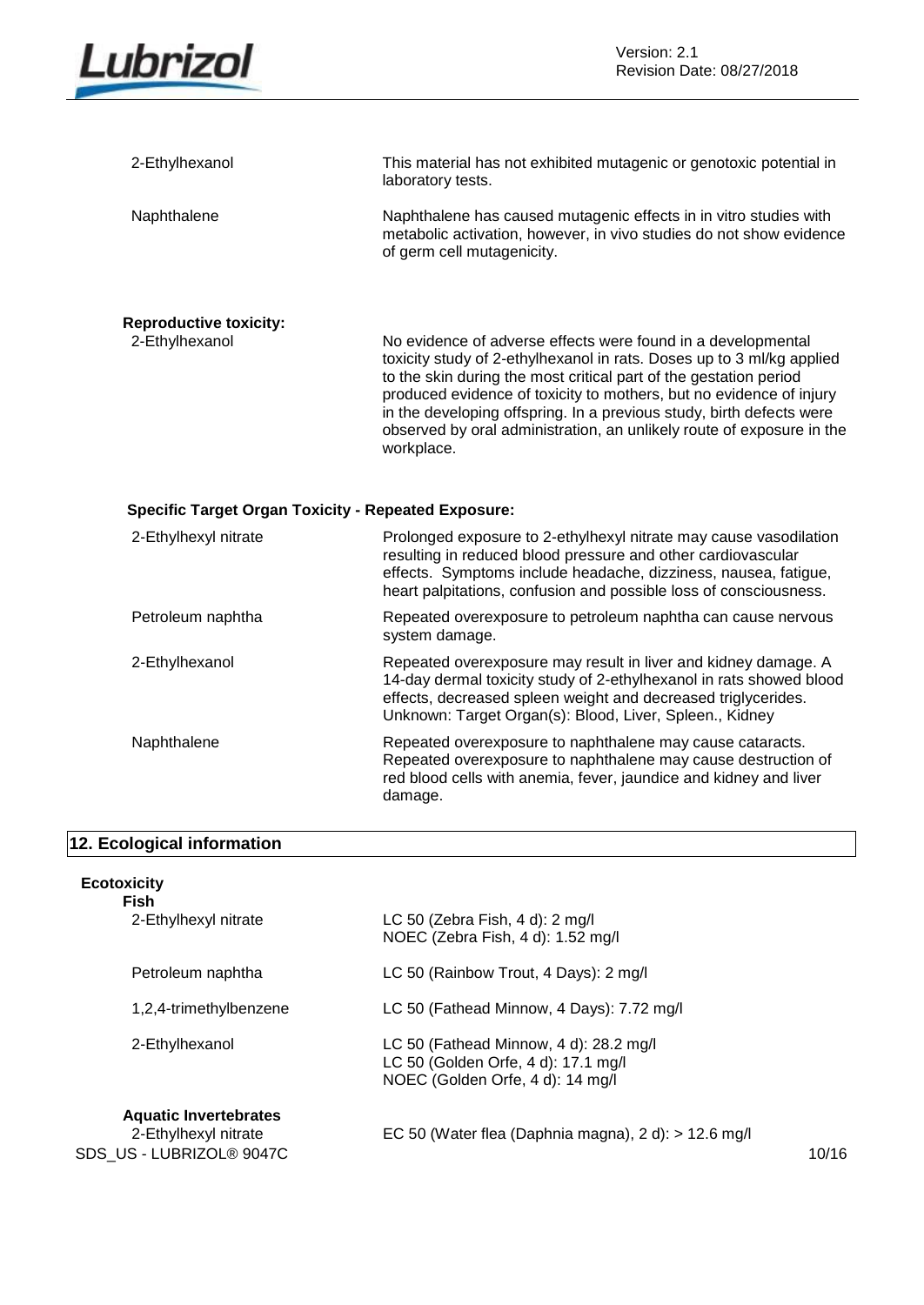| | |
|---|---|
| 2-Ethylhexanol | This material has not exhibited mutagenic or genotoxic potential in laboratory tests. |
| Naphthalene | Naphthalene has caused mutagenic effects in in vitro studies with metabolic activation, however, in vivo studies do not show evidence of germ cell mutagenicity. |

**Reproductive toxicity:**

| | |
|---|---|
| 2-Ethylhexanol | No evidence of adverse effects were found in a developmental toxicity study of 2-ethylhexanol in rats. Doses up to 3 ml/kg applied to the skin during the most critical part of the gestation period produced evidence of toxicity to mothers, but no evidence of injury in the developing offspring. In a previous study, birth defects were observed by oral administration, an unlikely route of exposure in the workplace. |

**Specific Target Organ Toxicity - Repeated Exposure:**

| | |
|---|---|
| 2-Ethylhexyl nitrate | Prolonged exposure to 2-ethylhexyl nitrate may cause vasodilation resulting in reduced blood pressure and other cardiovascular effects. Symptoms include headache, dizziness, nausea, fatigue, heart palpitations, confusion and possible loss of consciousness. |
| Petroleum naphtha | Repeated overexposure to petroleum naphtha can cause nervous system damage. |
| 2-Ethylhexanol | Repeated overexposure may result in liver and kidney damage. A 14-day dermal toxicity study of 2-ethylhexanol in rats showed blood effects, decreased spleen weight and decreased triglycerides. Unknown: Target Organ(s): Blood, Liver, Spleen., Kidney |
| Naphthalene | Repeated overexposure to naphthalene may cause cataracts. Repeated overexposure to naphthalene may cause destruction of red blood cells with anemia, fever, jaundice and kidney and liver damage. |

## 12. Ecological information

**Ecotoxicity**

**Fish**

| | |
|---|---|
| 2-Ethylhexyl nitrate | LC 50 (Zebra Fish, 4 d): 2 mg/l<br>NOEC (Zebra Fish, 4 d): 1.52 mg/l |
| Petroleum naphtha | LC 50 (Rainbow Trout, 4 Days): 2 mg/l |
| 1,2,4-trimethylbenzene | LC 50 (Fathead Minnow, 4 Days): 7.72 mg/l |
| 2-Ethylhexanol | LC 50 (Fathead Minnow, 4 d): 28.2 mg/l<br>LC 50 (Golden Orfe, 4 d): 17.1 mg/l<br>NOEC (Golden Orfe, 4 d): 14 mg/l |

**Aquatic Invertebrates**

| | |
|---|---|
| 2-Ethylhexyl nitrate | EC 50 (Water flea (Daphnia magna), 2 d): > 12.6 mg/l |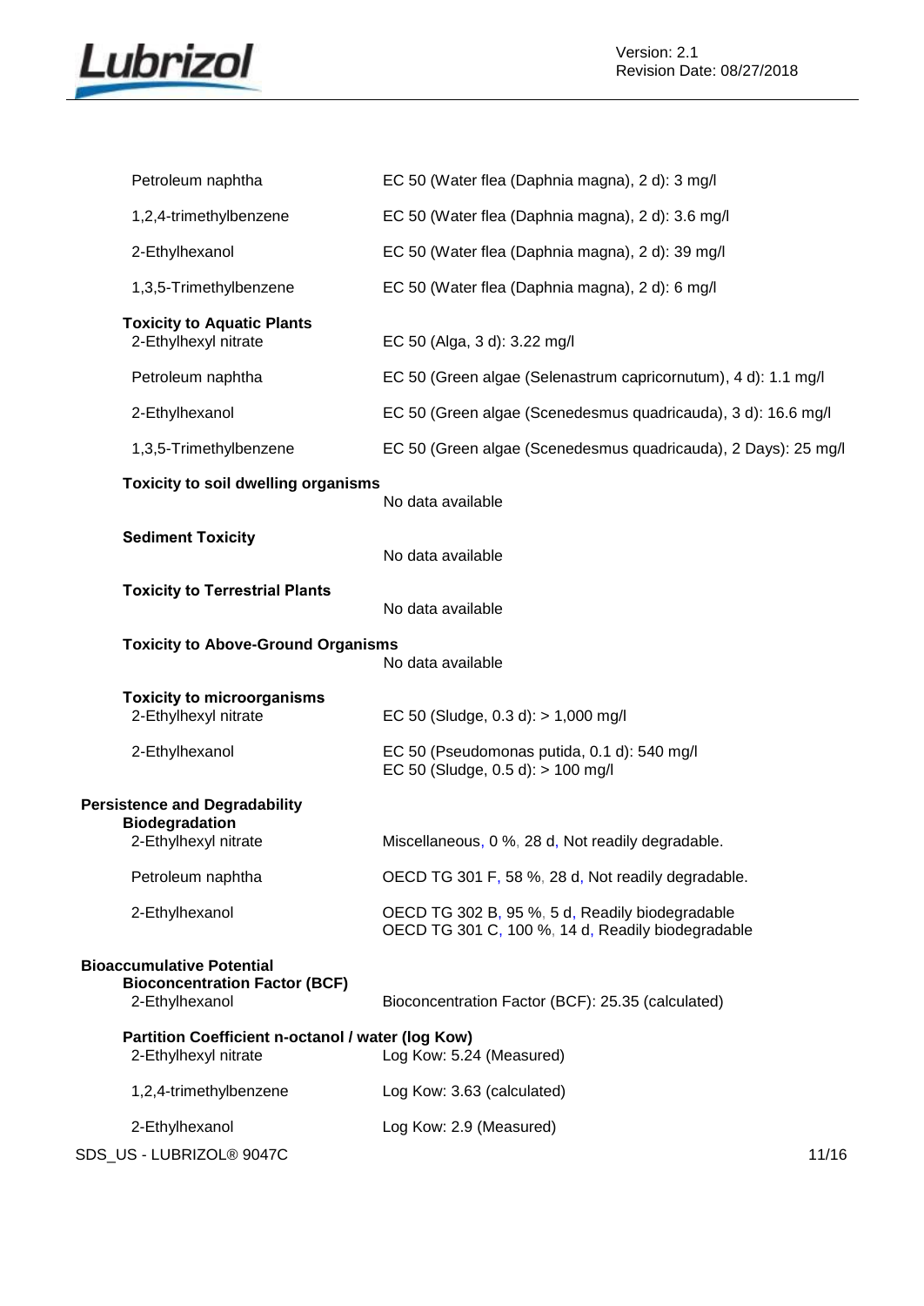| | |
|---|---|
| Petroleum naphtha | EC 50 (Water flea (Daphnia magna), 2 d): 3 mg/l |
| 1,2,4-trimethylbenzene | EC 50 (Water flea (Daphnia magna), 2 d): 3.6 mg/l |
| 2-Ethylhexanol | EC 50 (Water flea (Daphnia magna), 2 d): 39 mg/l |
| 1,3,5-Trimethylbenzene | EC 50 (Water flea (Daphnia magna), 2 d): 6 mg/l |

**Toxicity to Aquatic Plants**

| | |
|---|---|
| 2-Ethylhexyl nitrate | EC 50 (Alga, 3 d): 3.22 mg/l |
| Petroleum naphtha | EC 50 (Green algae (Selenastrum capricornutum), 4 d): 1.1 mg/l |
| 2-Ethylhexanol | EC 50 (Green algae (Scenedesmus quadricauda), 3 d): 16.6 mg/l |
| 1,3,5-Trimethylbenzene | EC 50 (Green algae (Scenedesmus quadricauda), 2 Days): 25 mg/l |

**Toxicity to soil dwelling organisms**

No data available

**Sediment Toxicity**

No data available

**Toxicity to Terrestrial Plants**

No data available

**Toxicity to Above-Ground Organisms**

No data available

**Toxicity to microorganisms**

| | |
|---|---|
| 2-Ethylhexyl nitrate | EC 50 (Sludge, 0.3 d): > 1,000 mg/l |
| 2-Ethylhexanol | EC 50 (Pseudomonas putida, 0.1 d): 540 mg/l<br>EC 50 (Sludge, 0.5 d): > 100 mg/l |

**Persistence and Degradability**

**Biodegradation**

| | |
|---|---|
| 2-Ethylhexyl nitrate | Miscellaneous, 0 %, 28 d, Not readily degradable. |
| Petroleum naphtha | OECD TG 301 F, 58 %, 28 d, Not readily degradable. |
| 2-Ethylhexanol | OECD TG 302 B, 95 %, 5 d, Readily biodegradable<br>OECD TG 301 C, 100 %, 14 d, Readily biodegradable |

**Bioaccumulative Potential**

**Bioconcentration Factor (BCF)**

| | |
|---|---|
| 2-Ethylhexanol | Bioconcentration Factor (BCF): 25.35 (calculated) |

**Partition Coefficient n-octanol / water (log Kow)**

| | |
|---|---|
| 2-Ethylhexyl nitrate | Log Kow: 5.24 (Measured) |
| 1,2,4-trimethylbenzene | Log Kow: 3.63 (calculated) |
| 2-Ethylhexanol | Log Kow: 2.9 (Measured) |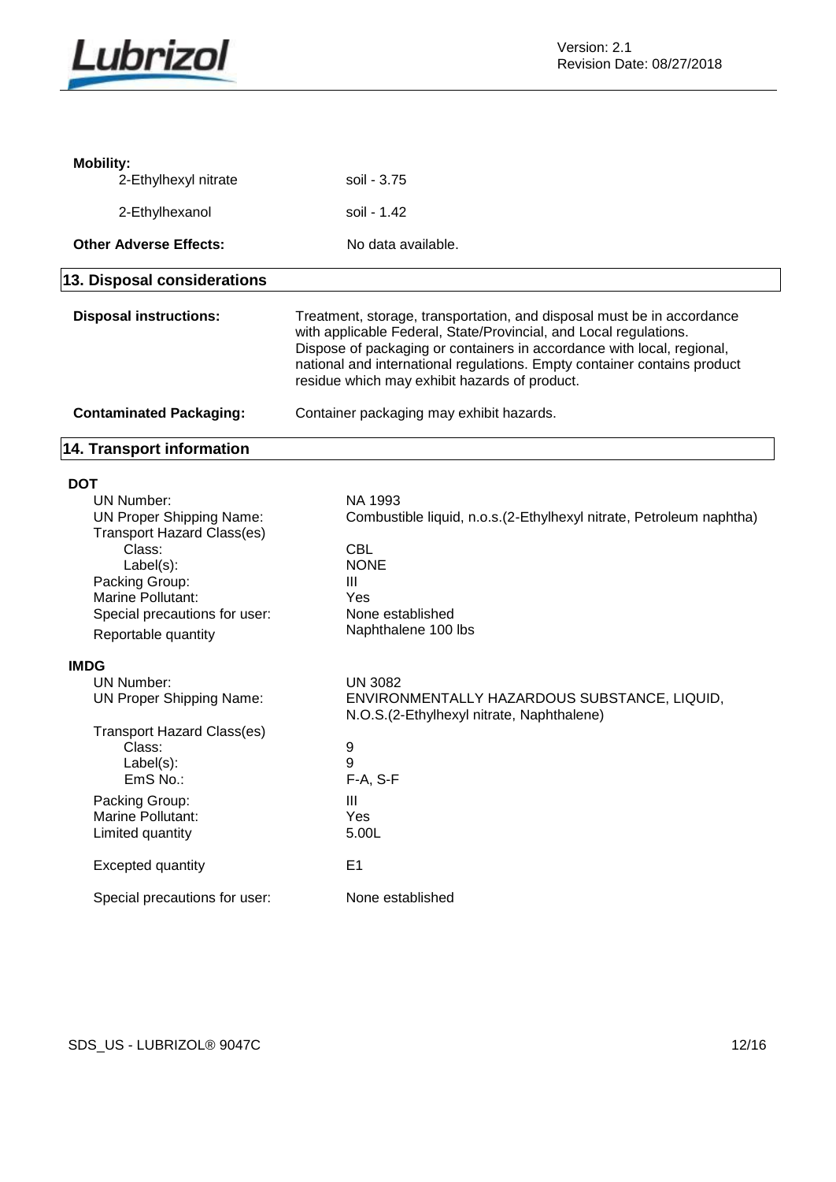**Mobility:**

| | |
|---|---|
| 2-Ethylhexyl nitrate | soil - 3.75 |
| 2-Ethylhexanol | soil - 1.42 |

**Other Adverse Effects:** No data available.

## 13. Disposal considerations

**Disposal instructions:** Treatment, storage, transportation, and disposal must be in accordance with applicable Federal, State/Provincial, and Local regulations. Dispose of packaging or containers in accordance with local, regional, national and international regulations. Empty container contains product residue which may exhibit hazards of product.

**Contaminated Packaging:** Container packaging may exhibit hazards.

## 14. Transport information

**DOT**

| | |
|---|---|
| UN Number: | NA 1993 |
| UN Proper Shipping Name: | Combustible liquid, n.o.s.(2-Ethylhexyl nitrate, Petroleum naphtha) |
| Transport Hazard Class(es) | |
| Class: | CBL |
| Label(s): | NONE |
| Packing Group: | III |
| Marine Pollutant: | Yes |
| Special precautions for user: | None established |
| Reportable quantity | Naphthalene 100 lbs |

**IMDG**

| | |
|---|---|
| UN Number: | UN 3082 |
| UN Proper Shipping Name: | ENVIRONMENTALLY HAZARDOUS SUBSTANCE, LIQUID, N.O.S.(2-Ethylhexyl nitrate, Naphthalene) |
| Transport Hazard Class(es) | |
| Class: | 9 |
| Label(s): | 9 |
| EmS No.: | F-A, S-F |
| Packing Group: | III |
| Marine Pollutant: | Yes |
| Limited quantity | 5.00L |
| Excepted quantity | E1 |
| Special precautions for user: | None established |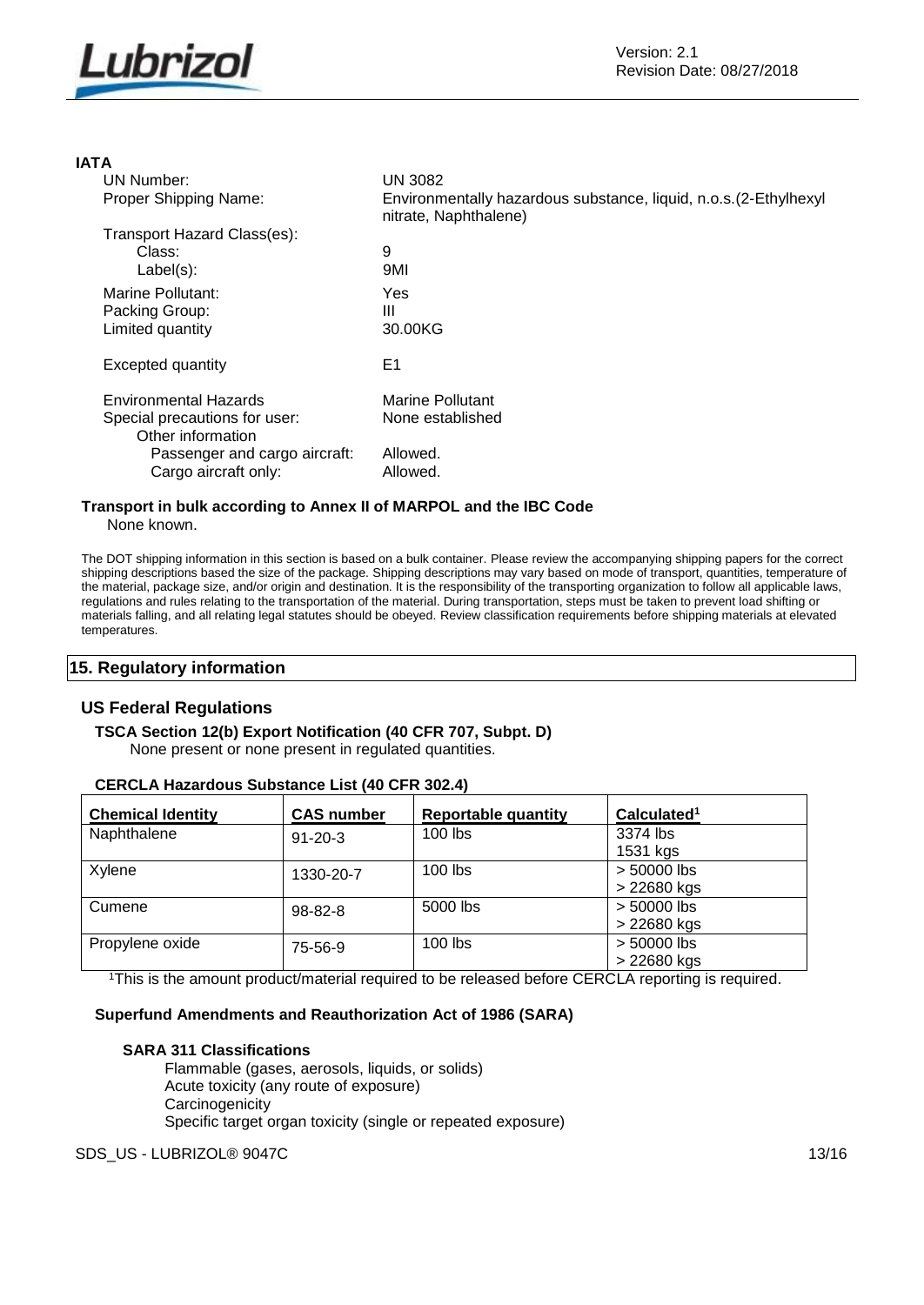**IATA**

| | |
|---|---|
| UN Number: | UN 3082 |
| Proper Shipping Name: | Environmentally hazardous substance, liquid, n.o.s.(2-Ethylhexyl nitrate, Naphthalene) |
| Transport Hazard Class(es): | |
| Class: | 9 |
| Label(s): | 9MI |
| Marine Pollutant: | Yes |
| Packing Group: | III |
| Limited quantity | 30.00KG |
| Excepted quantity | E1 |
| Environmental Hazards | Marine Pollutant |
| Special precautions for user: | None established |
| Other information | |
| Passenger and cargo aircraft: | Allowed. |
| Cargo aircraft only: | Allowed. |

**Transport in bulk according to Annex II of MARPOL and the IBC Code**

None known.

The DOT shipping information in this section is based on a bulk container. Please review the accompanying shipping papers for the correct shipping descriptions based the size of the package. Shipping descriptions may vary based on mode of transport, quantities, temperature of the material, package size, and/or origin and destination. It is the responsibility of the transporting organization to follow all applicable laws, regulations and rules relating to the transportation of the material. During transportation, steps must be taken to prevent load shifting or materials falling, and all relating legal statutes should be obeyed. Review classification requirements before shipping materials at elevated temperatures.

## 15. Regulatory information

### US Federal Regulations

**TSCA Section 12(b) Export Notification (40 CFR 707, Subpt. D)**

None present or none present in regulated quantities.

**CERCLA Hazardous Substance List (40 CFR 302.4)**

| Chemical Identity | CAS number | Reportable quantity | Calculated[1] |
|---|---|---|---|
| Naphthalene | 91-20-3 | 100 lbs | 3374 lbs<br>1531 kgs |
| Xylene | 1330-20-7 | 100 lbs | > 50000 lbs<br>> 22680 kgs |
| Cumene | 98-82-8 | 5000 lbs | > 50000 lbs<br>> 22680 kgs |
| Propylene oxide | 75-56-9 | 100 lbs | > 50000 lbs<br>> 22680 kgs |

[1]This is the amount product/material required to be released before CERCLA reporting is required.

**Superfund Amendments and Reauthorization Act of 1986 (SARA)**

**SARA 311 Classifications**

Flammable (gases, aerosols, liquids, or solids)
Acute toxicity (any route of exposure)
Carcinogenicity
Specific target organ toxicity (single or repeated exposure)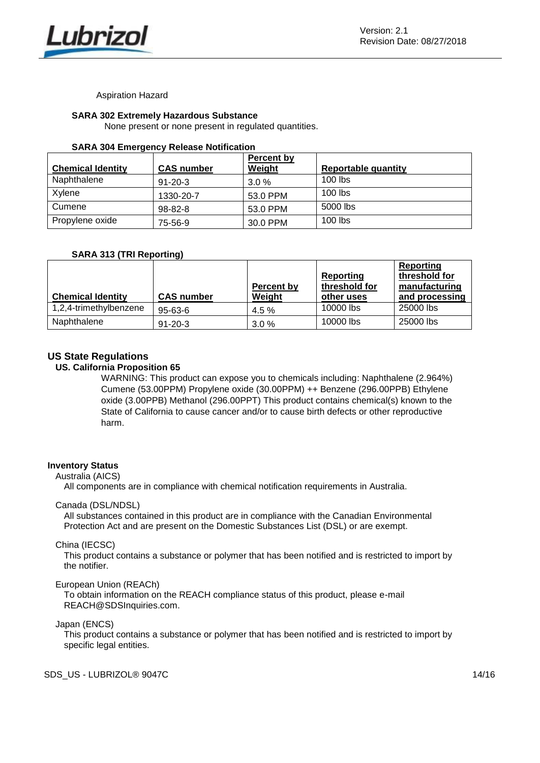Aspiration Hazard

**SARA 302 Extremely Hazardous Substance**

None present or none present in regulated quantities.

**SARA 304 Emergency Release Notification**

| Chemical Identity | CAS number | Percent by Weight | Reportable quantity |
|---|---|---|---|
| Naphthalene | 91-20-3 | 3.0 % | 100 lbs |
| Xylene | 1330-20-7 | 53.0 PPM | 100 lbs |
| Cumene | 98-82-8 | 53.0 PPM | 5000 lbs |
| Propylene oxide | 75-56-9 | 30.0 PPM | 100 lbs |

**SARA 313 (TRI Reporting)**

| Chemical Identity | CAS number | Percent by Weight | Reporting threshold for other uses | Reporting threshold for manufacturing and processing |
|---|---|---|---|---|
| 1,2,4-trimethylbenzene | 95-63-6 | 4.5 % | 10000 lbs | 25000 lbs |
| Naphthalene | 91-20-3 | 3.0 % | 10000 lbs | 25000 lbs |

## US State Regulations

### US. California Proposition 65

WARNING: This product can expose you to chemicals including: Naphthalene (2.964%) Cumene (53.00PPM) Propylene oxide (30.00PPM) ++ Benzene (296.00PPB) Ethylene oxide (3.00PPB) Methanol (296.00PPT) This product contains chemical(s) known to the State of California to cause cancer and/or to cause birth defects or other reproductive harm.

**Inventory Status**

Australia (AICS)

All components are in compliance with chemical notification requirements in Australia.

Canada (DSL/NDSL)

All substances contained in this product are in compliance with the Canadian Environmental Protection Act and are present on the Domestic Substances List (DSL) or are exempt.

China (IECSC)

This product contains a substance or polymer that has been notified and is restricted to import by the notifier.

European Union (REACh)

To obtain information on the REACH compliance status of this product, please e-mail REACH@SDSInquiries.com.

Japan (ENCS)

This product contains a substance or polymer that has been notified and is restricted to import by specific legal entities.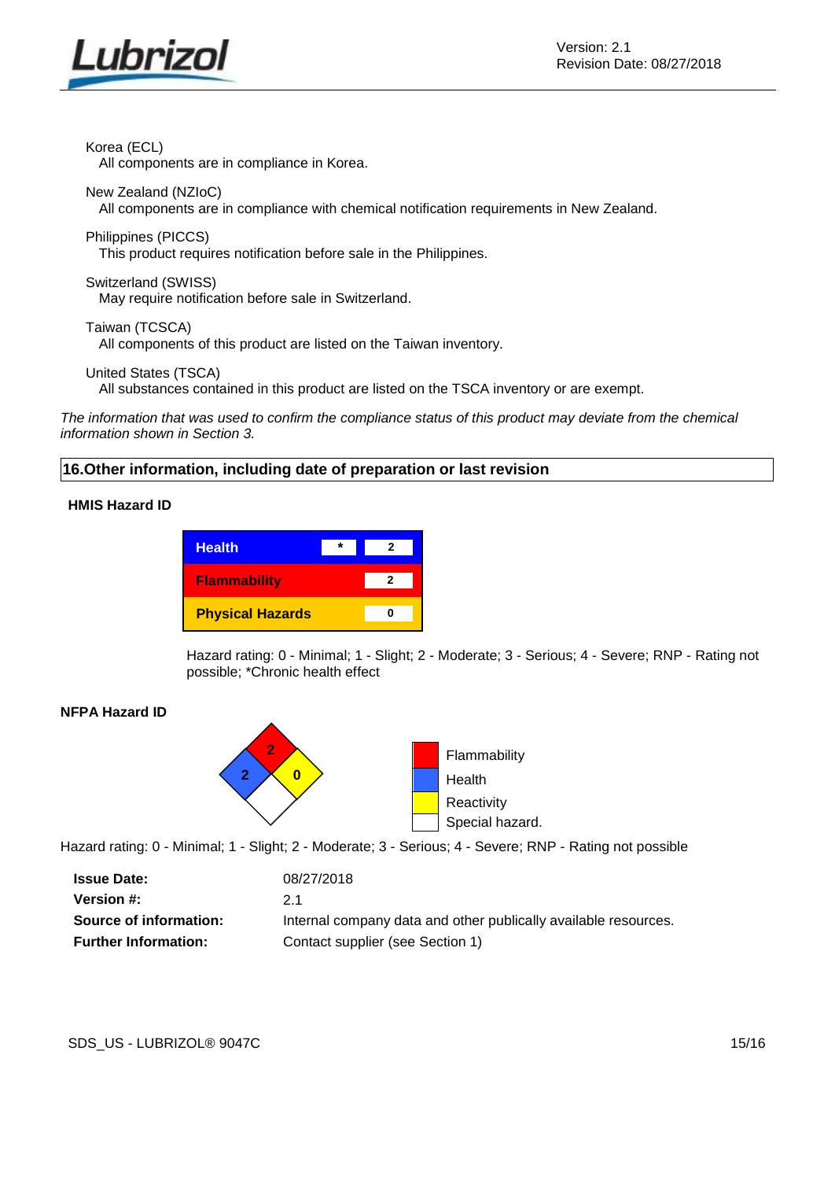Korea (ECL)
All components are in compliance in Korea.

New Zealand (NZIoC)
All components are in compliance with chemical notification requirements in New Zealand.

Philippines (PICCS)
This product requires notification before sale in the Philippines.

Switzerland (SWISS)
May require notification before sale in Switzerland.

Taiwan (TCSCA)
All components of this product are listed on the Taiwan inventory.

United States (TSCA)
All substances contained in this product are listed on the TSCA inventory or are exempt.

*The information that was used to confirm the compliance status of this product may deviate from the chemical information shown in Section 3.*

## 16.Other information, including date of preparation or last revision

**HMIS Hazard ID**

| | | |
|---|---|---|
| Health | * | 2 |
| Flammability | | 2 |
| Physical Hazards | | 0 |

Hazard rating: 0 - Minimal; 1 - Slight; 2 - Moderate; 3 - Serious; 4 - Severe; RNP - Rating not possible; *Chronic health effect

**NFPA Hazard ID**

| | |
|---|---|
| Flammability | 2 |
| Health | 2 |
| Reactivity | 0 |
| Special hazard. | |

Hazard rating: 0 - Minimal; 1 - Slight; 2 - Moderate; 3 - Serious; 4 - Severe; RNP - Rating not possible

| | |
|---|---|
| **Issue Date:** | 08/27/2018 |
| **Version #:** | 2.1 |
| **Source of information:** | Internal company data and other publically available resources. |
| **Further Information:** | Contact supplier (see Section 1) |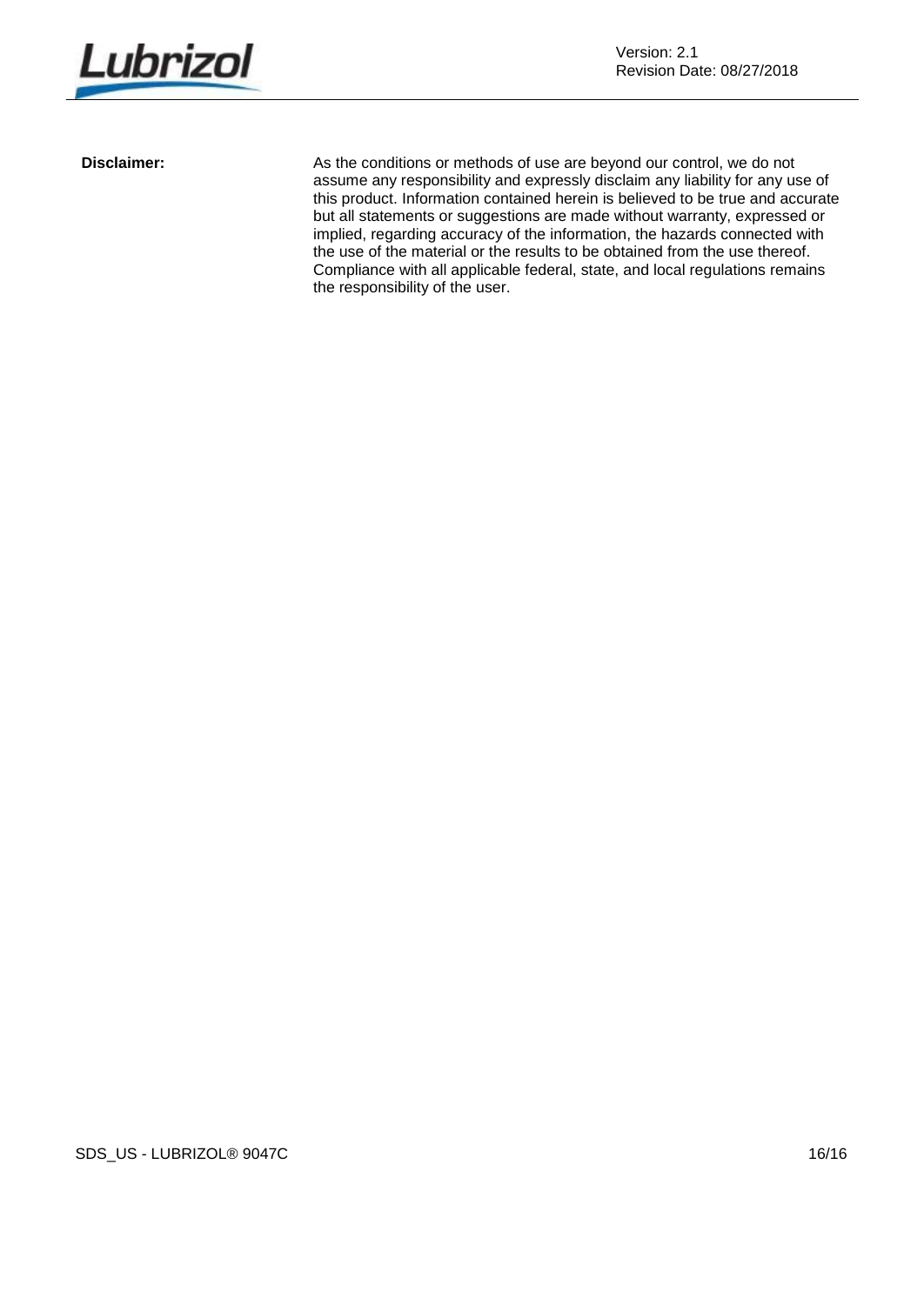**Disclaimer:** As the conditions or methods of use are beyond our control, we do not assume any responsibility and expressly disclaim any liability for any use of this product. Information contained herein is believed to be true and accurate but all statements or suggestions are made without warranty, expressed or implied, regarding accuracy of the information, the hazards connected with the use of the material or the results to be obtained from the use thereof. Compliance with all applicable federal, state, and local regulations remains the responsibility of the user.